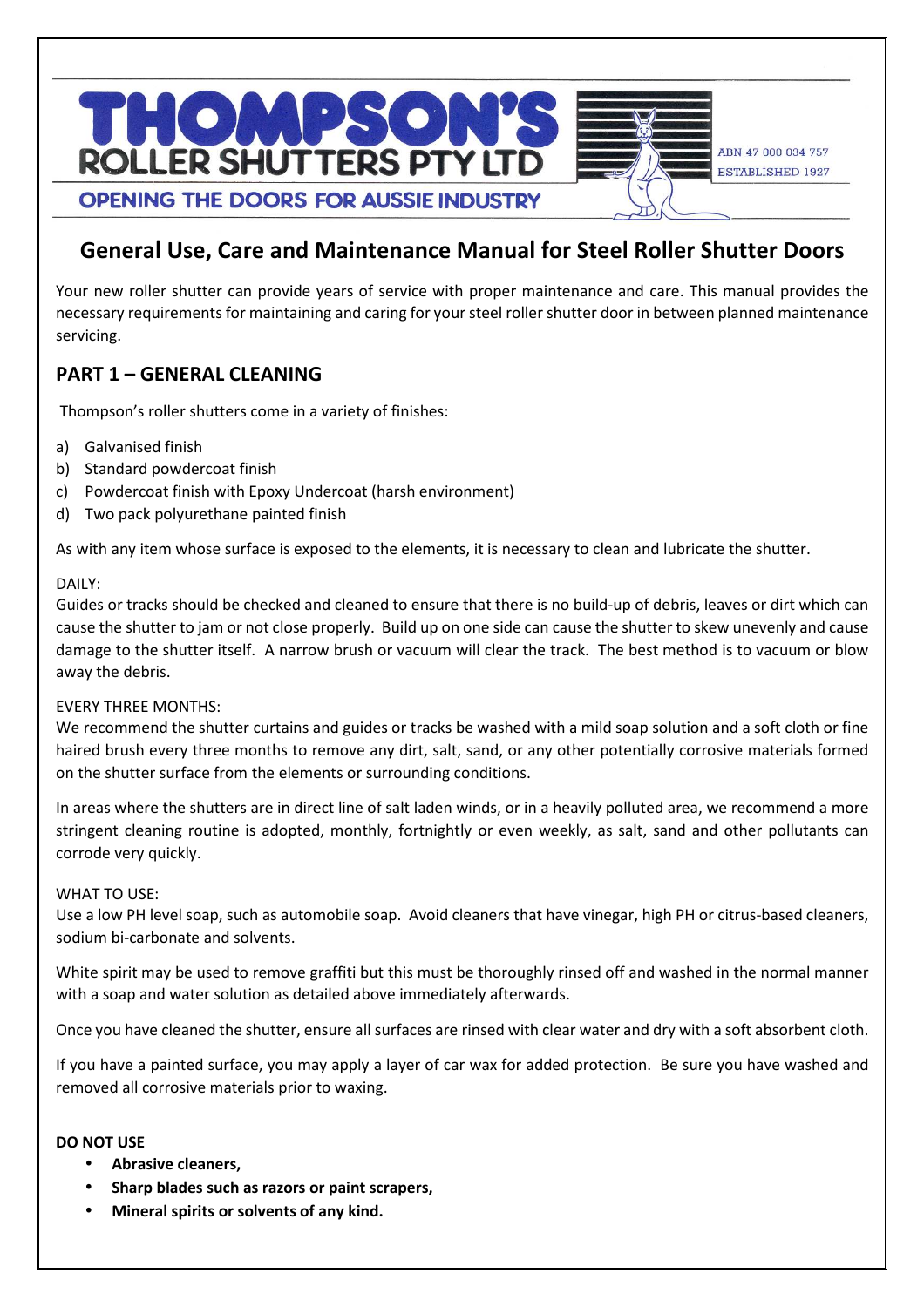# THOMPSON'S ROLLER SHUTTERS PTY LTD

OPENING THE DOORS FOR AUSSIE INDUSTRY

ABN 47 000 034 757
ESTABLISHED 1927

## General Use, Care and Maintenance Manual for Steel Roller Shutter Doors

Your new roller shutter can provide years of service with proper maintenance and care. This manual provides the necessary requirements for maintaining and caring for your steel roller shutter door in between planned maintenance servicing.

### PART 1 – GENERAL CLEANING

Thompson's roller shutters come in a variety of finishes:

a) Galvanised finish
b) Standard powdercoat finish
c) Powdercoat finish with Epoxy Undercoat (harsh environment)
d) Two pack polyurethane painted finish

As with any item whose surface is exposed to the elements, it is necessary to clean and lubricate the shutter.

DAILY:
Guides or tracks should be checked and cleaned to ensure that there is no build-up of debris, leaves or dirt which can cause the shutter to jam or not close properly. Build up on one side can cause the shutter to skew unevenly and cause damage to the shutter itself. A narrow brush or vacuum will clear the track. The best method is to vacuum or blow away the debris.

EVERY THREE MONTHS:
We recommend the shutter curtains and guides or tracks be washed with a mild soap solution and a soft cloth or fine haired brush every three months to remove any dirt, salt, sand, or any other potentially corrosive materials formed on the shutter surface from the elements or surrounding conditions.

In areas where the shutters are in direct line of salt laden winds, or in a heavily polluted area, we recommend a more stringent cleaning routine is adopted, monthly, fortnightly or even weekly, as salt, sand and other pollutants can corrode very quickly.

WHAT TO USE:
Use a low PH level soap, such as automobile soap. Avoid cleaners that have vinegar, high PH or citrus-based cleaners, sodium bi-carbonate and solvents.

White spirit may be used to remove graffiti but this must be thoroughly rinsed off and washed in the normal manner with a soap and water solution as detailed above immediately afterwards.

Once you have cleaned the shutter, ensure all surfaces are rinsed with clear water and dry with a soft absorbent cloth.

If you have a painted surface, you may apply a layer of car wax for added protection. Be sure you have washed and removed all corrosive materials prior to waxing.

**DO NOT USE**

- **Abrasive cleaners,**
- **Sharp blades such as razors or paint scrapers,**
- **Mineral spirits or solvents of any kind.**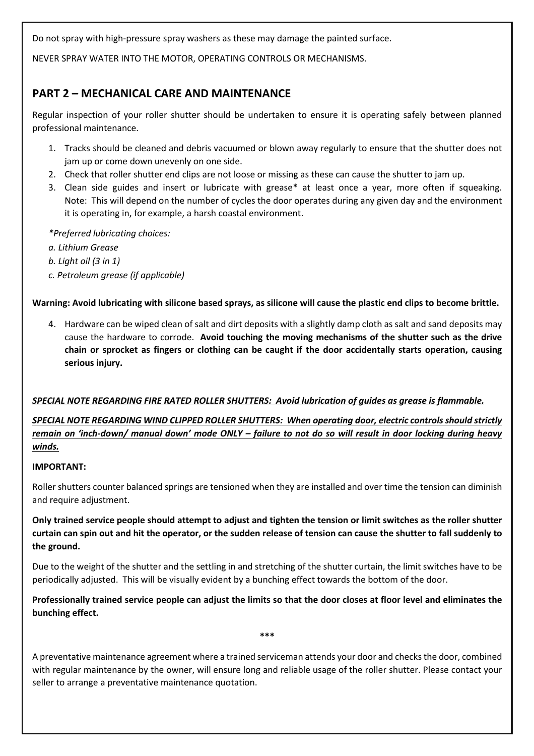Do not spray with high-pressure spray washers as these may damage the painted surface.

NEVER SPRAY WATER INTO THE MOTOR, OPERATING CONTROLS OR MECHANISMS.

## PART 2 – MECHANICAL CARE AND MAINTENANCE

Regular inspection of your roller shutter should be undertaken to ensure it is operating safely between planned professional maintenance.

1. Tracks should be cleaned and debris vacuumed or blown away regularly to ensure that the shutter does not jam up or come down unevenly on one side.
2. Check that roller shutter end clips are not loose or missing as these can cause the shutter to jam up.
3. Clean side guides and insert or lubricate with grease* at least once a year, more often if squeaking. Note: This will depend on the number of cycles the door operates during any given day and the environment it is operating in, for example, a harsh coastal environment.

*\*Preferred lubricating choices:*
*a. Lithium Grease*
*b. Light oil (3 in 1)*
*c. Petroleum grease (if applicable)*

**Warning: Avoid lubricating with silicone based sprays, as silicone will cause the plastic end clips to become brittle.**

4. Hardware can be wiped clean of salt and dirt deposits with a slightly damp cloth as salt and sand deposits may cause the hardware to corrode. **Avoid touching the moving mechanisms of the shutter such as the drive chain or sprocket as fingers or clothing can be caught if the door accidentally starts operation, causing serious injury.**

***SPECIAL NOTE REGARDING FIRE RATED ROLLER SHUTTERS: Avoid lubrication of guides as grease is flammable.***

***SPECIAL NOTE REGARDING WIND CLIPPED ROLLER SHUTTERS: When operating door, electric controls should strictly remain on 'inch-down/ manual down' mode ONLY – failure to not do so will result in door locking during heavy winds.***

**IMPORTANT:**

Roller shutters counter balanced springs are tensioned when they are installed and over time the tension can diminish and require adjustment.

**Only trained service people should attempt to adjust and tighten the tension or limit switches as the roller shutter curtain can spin out and hit the operator, or the sudden release of tension can cause the shutter to fall suddenly to the ground.**

Due to the weight of the shutter and the settling in and stretching of the shutter curtain, the limit switches have to be periodically adjusted. This will be visually evident by a bunching effect towards the bottom of the door.

**Professionally trained service people can adjust the limits so that the door closes at floor level and eliminates the bunching effect.**

\*\*\*

A preventative maintenance agreement where a trained serviceman attends your door and checks the door, combined with regular maintenance by the owner, will ensure long and reliable usage of the roller shutter. Please contact your seller to arrange a preventative maintenance quotation.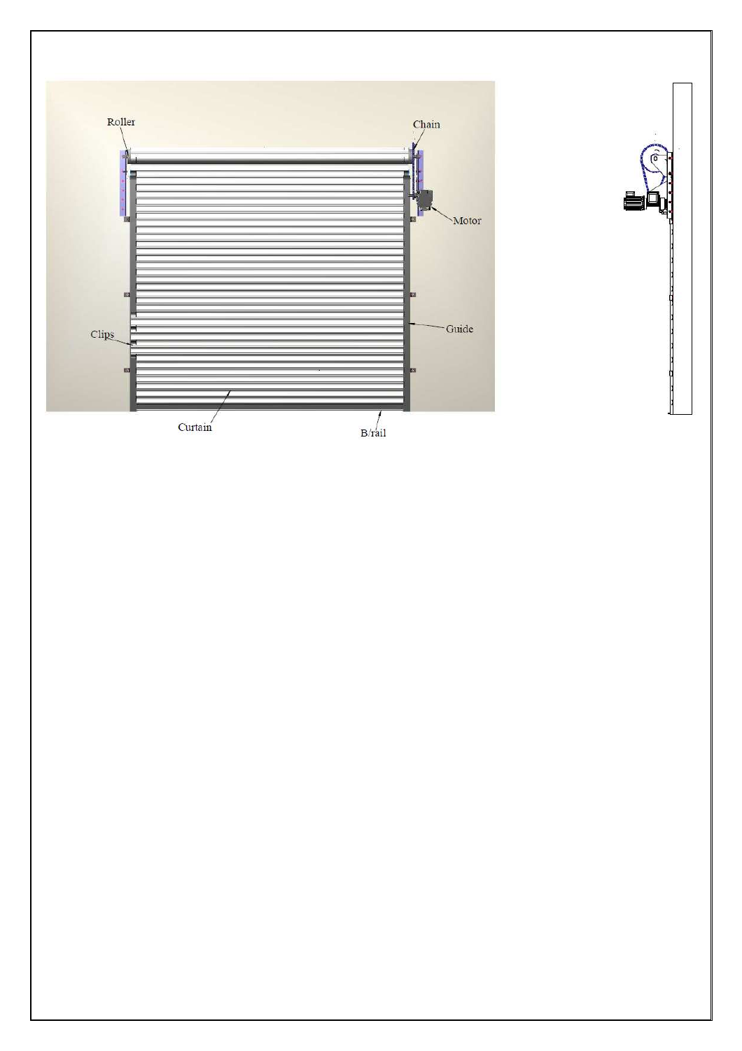Roller

Chain

Motor

Guide

Clips

Curtain

B/rail